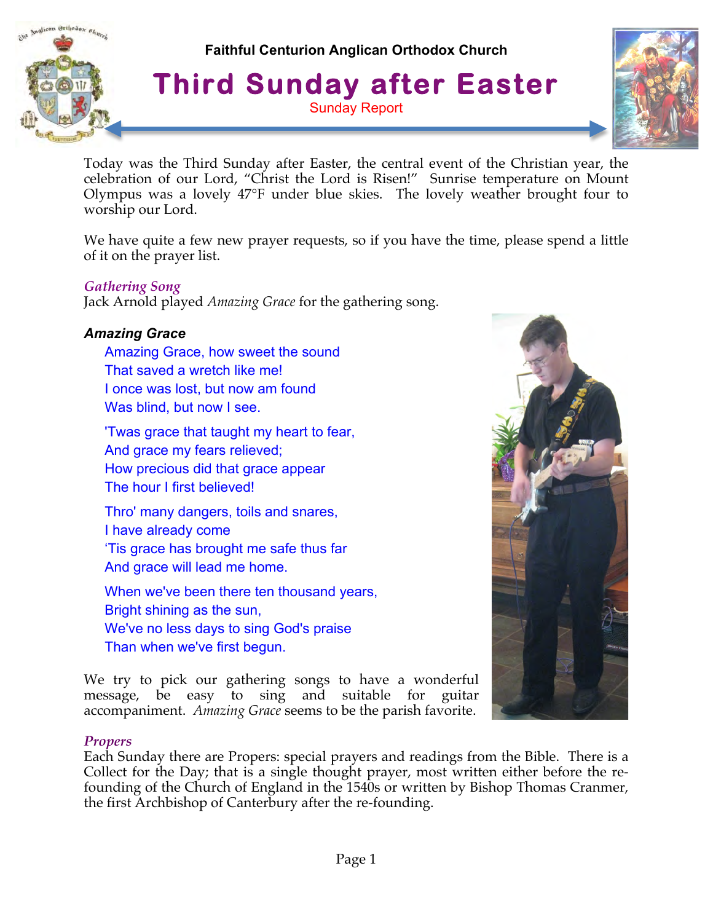**Faithful Centurion Anglican Orthodox Church**

# Third Sunday after Easter

Sunday Report

Today was the Third Sunday after Easter, the central event of the Christian year, the celebration of our Lord, "Christ the Lord is Risen!" Sunrise temperature on Mount Olympus was a lovely 47°F under blue skies. The lovely weather brought four to worship our Lord.

We have quite a few new prayer requests, so if you have the time, please spend a little of it on the prayer list.

### *Gathering Song*

Jack Arnold played *Amazing Grace* for the gathering song.

***Amazing Grace***

Amazing Grace, how sweet the sound
That saved a wretch like me!
I once was lost, but now am found
Was blind, but now I see.

'Twas grace that taught my heart to fear,
And grace my fears relieved;
How precious did that grace appear
The hour I first believed!

Thro' many dangers, toils and snares,
I have already come
'Tis grace has brought me safe thus far
And grace will lead me home.

When we've been there ten thousand years,
Bright shining as the sun,
We've no less days to sing God's praise
Than when we've first begun.

We try to pick our gathering songs to have a wonderful message, be easy to sing and suitable for guitar accompaniment. *Amazing Grace* seems to be the parish favorite.

### *Propers*

Each Sunday there are Propers: special prayers and readings from the Bible. There is a Collect for the Day; that is a single thought prayer, most written either before the re-founding of the Church of England in the 1540s or written by Bishop Thomas Cranmer, the first Archbishop of Canterbury after the re-founding.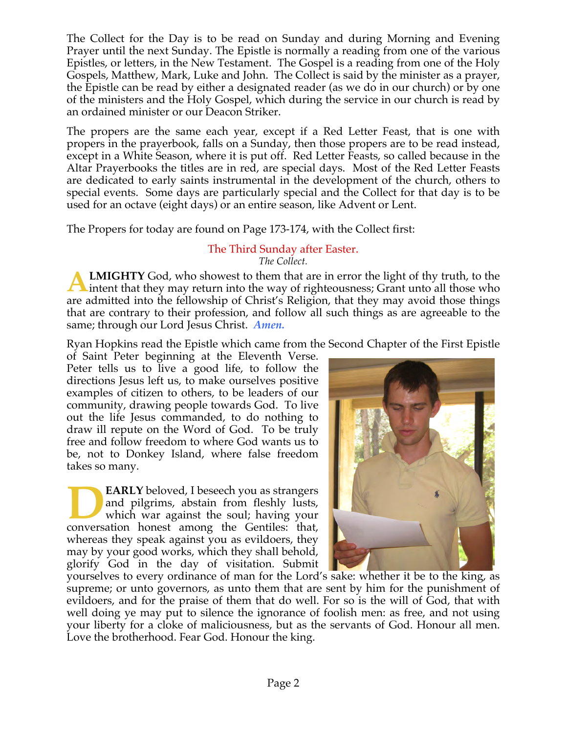The Collect for the Day is to be read on Sunday and during Morning and Evening Prayer until the next Sunday. The Epistle is normally a reading from one of the various Epistles, or letters, in the New Testament. The Gospel is a reading from one of the Holy Gospels, Matthew, Mark, Luke and John. The Collect is said by the minister as a prayer, the Epistle can be read by either a designated reader (as we do in our church) or by one of the ministers and the Holy Gospel, which during the service in our church is read by an ordained minister or our Deacon Striker.

The propers are the same each year, except if a Red Letter Feast, that is one with propers in the prayerbook, falls on a Sunday, then those propers are to be read instead, except in a White Season, where it is put off. Red Letter Feasts, so called because in the Altar Prayerbooks the titles are in red, are special days. Most of the Red Letter Feasts are dedicated to early saints instrumental in the development of the church, others to special events. Some days are particularly special and the Collect for that day is to be used for an octave (eight days) or an entire season, like Advent or Lent.

The Propers for today are found on Page 173-174, with the Collect first:

## The Third Sunday after Easter.

*The Collect.*

**ALMIGHTY** God, who showest to them that are in error the light of thy truth, to the intent that they may return into the way of righteousness; Grant unto all those who are admitted into the fellowship of Christ's Religion, that they may avoid those things that are contrary to their profession, and follow all such things as are agreeable to the same; through our Lord Jesus Christ. ***Amen.***

Ryan Hopkins read the Epistle which came from the Second Chapter of the First Epistle of Saint Peter beginning at the Eleventh Verse. Peter tells us to live a good life, to follow the directions Jesus left us, to make ourselves positive examples of citizen to others, to be leaders of our community, drawing people towards God. To live out the life Jesus commanded, to do nothing to draw ill repute on the Word of God. To be truly free and follow freedom to where God wants us to be, not to Donkey Island, where false freedom takes so many.

**DEARLY** beloved, I beseech you as strangers and pilgrims, abstain from fleshly lusts, which war against the soul; having your conversation honest among the Gentiles: that, whereas they speak against you as evildoers, they may by your good works, which they shall behold, glorify God in the day of visitation. Submit yourselves to every ordinance of man for the Lord's sake: whether it be to the king, as supreme; or unto governors, as unto them that are sent by him for the punishment of evildoers, and for the praise of them that do well. For so is the will of God, that with well doing ye may put to silence the ignorance of foolish men: as free, and not using your liberty for a cloke of maliciousness, but as the servants of God. Honour all men. Love the brotherhood. Fear God. Honour the king.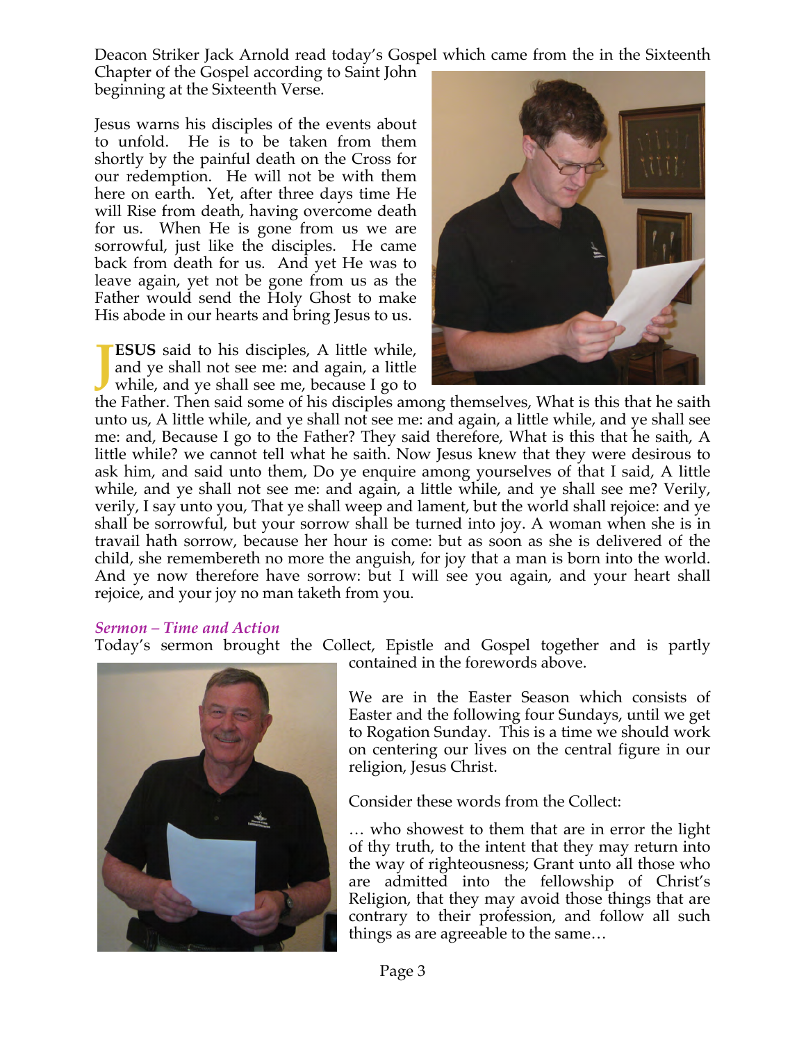Deacon Striker Jack Arnold read today's Gospel which came from the in the Sixteenth Chapter of the Gospel according to Saint John beginning at the Sixteenth Verse.

Jesus warns his disciples of the events about to unfold. He is to be taken from them shortly by the painful death on the Cross for our redemption. He will not be with them here on earth. Yet, after three days time He will Rise from death, having overcome death for us. When He is gone from us we are sorrowful, just like the disciples. He came back from death for us. And yet He was to leave again, yet not be gone from us as the Father would send the Holy Ghost to make His abode in our hearts and bring Jesus to us.

**JESUS** said to his disciples, A little while, and ye shall not see me: and again, a little while, and ye shall see me, because I go to the Father. Then said some of his disciples among themselves, What is this that he saith unto us, A little while, and ye shall not see me: and again, a little while, and ye shall see me: and, Because I go to the Father? They said therefore, What is this that he saith, A little while? we cannot tell what he saith. Now Jesus knew that they were desirous to ask him, and said unto them, Do ye enquire among yourselves of that I said, A little while, and ye shall not see me: and again, a little while, and ye shall see me? Verily, verily, I say unto you, That ye shall weep and lament, but the world shall rejoice: and ye shall be sorrowful, but your sorrow shall be turned into joy. A woman when she is in travail hath sorrow, because her hour is come: but as soon as she is delivered of the child, she remembereth no more the anguish, for joy that a man is born into the world. And ye now therefore have sorrow: but I will see you again, and your heart shall rejoice, and your joy no man taketh from you.

### *Sermon – Time and Action*

Today's sermon brought the Collect, Epistle and Gospel together and is partly contained in the forewords above.

We are in the Easter Season which consists of Easter and the following four Sundays, until we get to Rogation Sunday. This is a time we should work on centering our lives on the central figure in our religion, Jesus Christ.

Consider these words from the Collect:

… who showest to them that are in error the light of thy truth, to the intent that they may return into the way of righteousness; Grant unto all those who are admitted into the fellowship of Christ's Religion, that they may avoid those things that are contrary to their profession, and follow all such things as are agreeable to the same…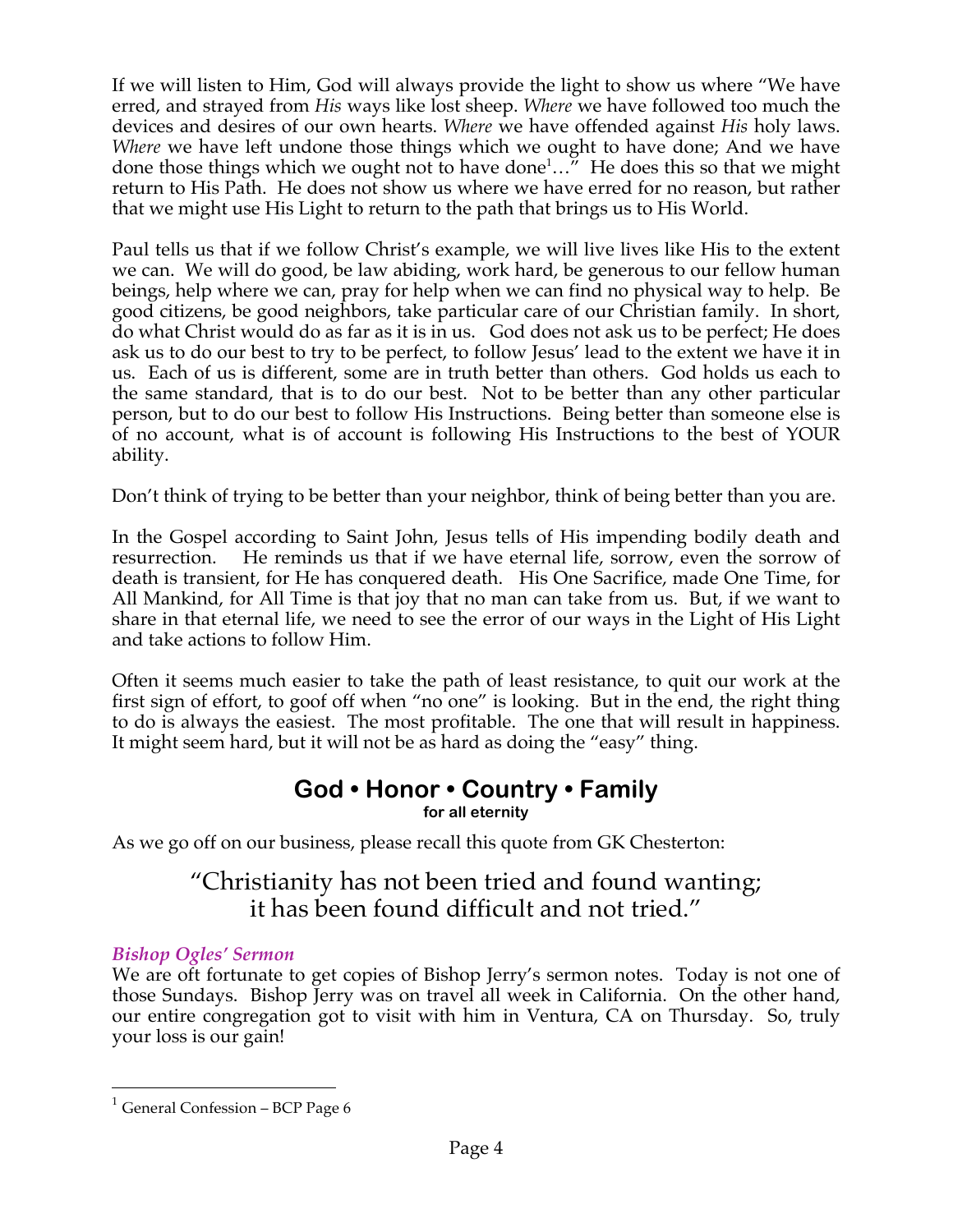If we will listen to Him, God will always provide the light to show us where "We have erred, and strayed from *His* ways like lost sheep. *Where* we have followed too much the devices and desires of our own hearts. *Where* we have offended against *His* holy laws. *Where* we have left undone those things which we ought to have done; And we have done those things which we ought not to have done[1]…" He does this so that we might return to His Path. He does not show us where we have erred for no reason, but rather that we might use His Light to return to the path that brings us to His World.

Paul tells us that if we follow Christ's example, we will live lives like His to the extent we can. We will do good, be law abiding, work hard, be generous to our fellow human beings, help where we can, pray for help when we can find no physical way to help. Be good citizens, be good neighbors, take particular care of our Christian family. In short, do what Christ would do as far as it is in us. God does not ask us to be perfect; He does ask us to do our best to try to be perfect, to follow Jesus' lead to the extent we have it in us. Each of us is different, some are in truth better than others. God holds us each to the same standard, that is to do our best. Not to be better than any other particular person, but to do our best to follow His Instructions. Being better than someone else is of no account, what is of account is following His Instructions to the best of YOUR ability.

Don't think of trying to be better than your neighbor, think of being better than you are.

In the Gospel according to Saint John, Jesus tells of His impending bodily death and resurrection. He reminds us that if we have eternal life, sorrow, even the sorrow of death is transient, for He has conquered death. His One Sacrifice, made One Time, for All Mankind, for All Time is that joy that no man can take from us. But, if we want to share in that eternal life, we need to see the error of our ways in the Light of His Light and take actions to follow Him.

Often it seems much easier to take the path of least resistance, to quit our work at the first sign of effort, to goof off when "no one" is looking. But in the end, the right thing to do is always the easiest. The most profitable. The one that will result in happiness. It might seem hard, but it will not be as hard as doing the "easy" thing.

## God • Honor • Country • Family

**for all eternity**

As we go off on our business, please recall this quote from GK Chesterton:

> "Christianity has not been tried and found wanting;
> it has been found difficult and not tried."

### *Bishop Ogles' Sermon*

We are oft fortunate to get copies of Bishop Jerry's sermon notes. Today is not one of those Sundays. Bishop Jerry was on travel all week in California. On the other hand, our entire congregation got to visit with him in Ventura, CA on Thursday. So, truly your loss is our gain!

---

[1] General Confession – BCP Page 6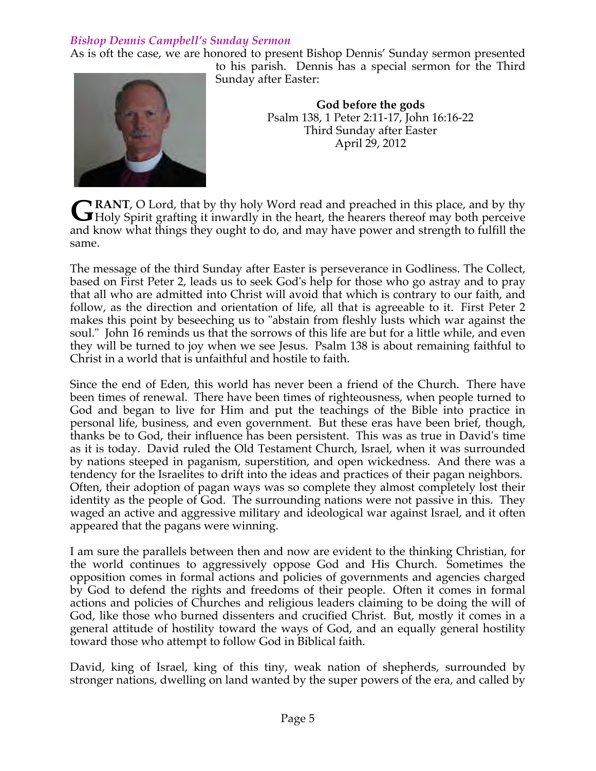### *Bishop Dennis Campbell's Sunday Sermon*

As is oft the case, we are honored to present Bishop Dennis' Sunday sermon presented to his parish. Dennis has a special sermon for the Third Sunday after Easter:

**God before the gods**
Psalm 138, 1 Peter 2:11-17, John 16:16-22
Third Sunday after Easter
April 29, 2012

**GRANT**, O Lord, that by thy holy Word read and preached in this place, and by thy Holy Spirit grafting it inwardly in the heart, the hearers thereof may both perceive and know what things they ought to do, and may have power and strength to fulfill the same.

The message of the third Sunday after Easter is perseverance in Godliness. The Collect, based on First Peter 2, leads us to seek God's help for those who go astray and to pray that all who are admitted into Christ will avoid that which is contrary to our faith, and follow, as the direction and orientation of life, all that is agreeable to it. First Peter 2 makes this point by beseeching us to "abstain from fleshly lusts which war against the soul." John 16 reminds us that the sorrows of this life are but for a little while, and even they will be turned to joy when we see Jesus. Psalm 138 is about remaining faithful to Christ in a world that is unfaithful and hostile to faith.

Since the end of Eden, this world has never been a friend of the Church. There have been times of renewal. There have been times of righteousness, when people turned to God and began to live for Him and put the teachings of the Bible into practice in personal life, business, and even government. But these eras have been brief, though, thanks be to God, their influence has been persistent. This was as true in David's time as it is today. David ruled the Old Testament Church, Israel, when it was surrounded by nations steeped in paganism, superstition, and open wickedness. And there was a tendency for the Israelites to drift into the ideas and practices of their pagan neighbors. Often, their adoption of pagan ways was so complete they almost completely lost their identity as the people of God. The surrounding nations were not passive in this. They waged an active and aggressive military and ideological war against Israel, and it often appeared that the pagans were winning.

I am sure the parallels between then and now are evident to the thinking Christian, for the world continues to aggressively oppose God and His Church. Sometimes the opposition comes in formal actions and policies of governments and agencies charged by God to defend the rights and freedoms of their people. Often it comes in formal actions and policies of Churches and religious leaders claiming to be doing the will of God, like those who burned dissenters and crucified Christ. But, mostly it comes in a general attitude of hostility toward the ways of God, and an equally general hostility toward those who attempt to follow God in Biblical faith.

David, king of Israel, king of this tiny, weak nation of shepherds, surrounded by stronger nations, dwelling on land wanted by the super powers of the era, and called by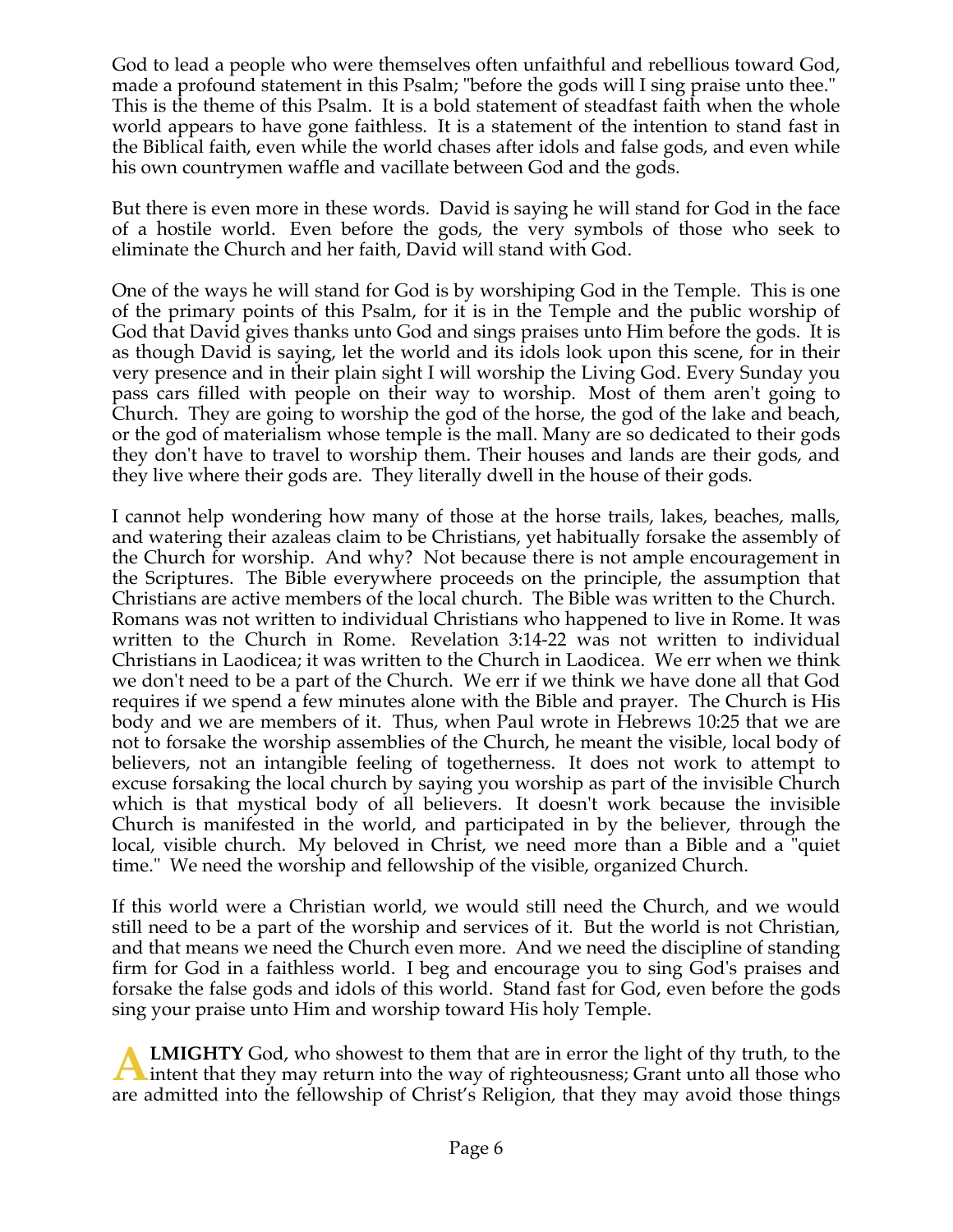God to lead a people who were themselves often unfaithful and rebellious toward God, made a profound statement in this Psalm; "before the gods will I sing praise unto thee." This is the theme of this Psalm. It is a bold statement of steadfast faith when the whole world appears to have gone faithless. It is a statement of the intention to stand fast in the Biblical faith, even while the world chases after idols and false gods, and even while his own countrymen waffle and vacillate between God and the gods.

But there is even more in these words. David is saying he will stand for God in the face of a hostile world. Even before the gods, the very symbols of those who seek to eliminate the Church and her faith, David will stand with God.

One of the ways he will stand for God is by worshiping God in the Temple. This is one of the primary points of this Psalm, for it is in the Temple and the public worship of God that David gives thanks unto God and sings praises unto Him before the gods. It is as though David is saying, let the world and its idols look upon this scene, for in their very presence and in their plain sight I will worship the Living God. Every Sunday you pass cars filled with people on their way to worship. Most of them aren't going to Church. They are going to worship the god of the horse, the god of the lake and beach, or the god of materialism whose temple is the mall. Many are so dedicated to their gods they don't have to travel to worship them. Their houses and lands are their gods, and they live where their gods are. They literally dwell in the house of their gods.

I cannot help wondering how many of those at the horse trails, lakes, beaches, malls, and watering their azaleas claim to be Christians, yet habitually forsake the assembly of the Church for worship. And why? Not because there is not ample encouragement in the Scriptures. The Bible everywhere proceeds on the principle, the assumption that Christians are active members of the local church. The Bible was written to the Church. Romans was not written to individual Christians who happened to live in Rome. It was written to the Church in Rome. Revelation 3:14-22 was not written to individual Christians in Laodicea; it was written to the Church in Laodicea. We err when we think we don't need to be a part of the Church. We err if we think we have done all that God requires if we spend a few minutes alone with the Bible and prayer. The Church is His body and we are members of it. Thus, when Paul wrote in Hebrews 10:25 that we are not to forsake the worship assemblies of the Church, he meant the visible, local body of believers, not an intangible feeling of togetherness. It does not work to attempt to excuse forsaking the local church by saying you worship as part of the invisible Church which is that mystical body of all believers. It doesn't work because the invisible Church is manifested in the world, and participated in by the believer, through the local, visible church. My beloved in Christ, we need more than a Bible and a "quiet time." We need the worship and fellowship of the visible, organized Church.

If this world were a Christian world, we would still need the Church, and we would still need to be a part of the worship and services of it. But the world is not Christian, and that means we need the Church even more. And we need the discipline of standing firm for God in a faithless world. I beg and encourage you to sing God's praises and forsake the false gods and idols of this world. Stand fast for God, even before the gods sing your praise unto Him and worship toward His holy Temple.

**ALMIGHTY** God, who showest to them that are in error the light of thy truth, to the intent that they may return into the way of righteousness; Grant unto all those who are admitted into the fellowship of Christ's Religion, that they may avoid those things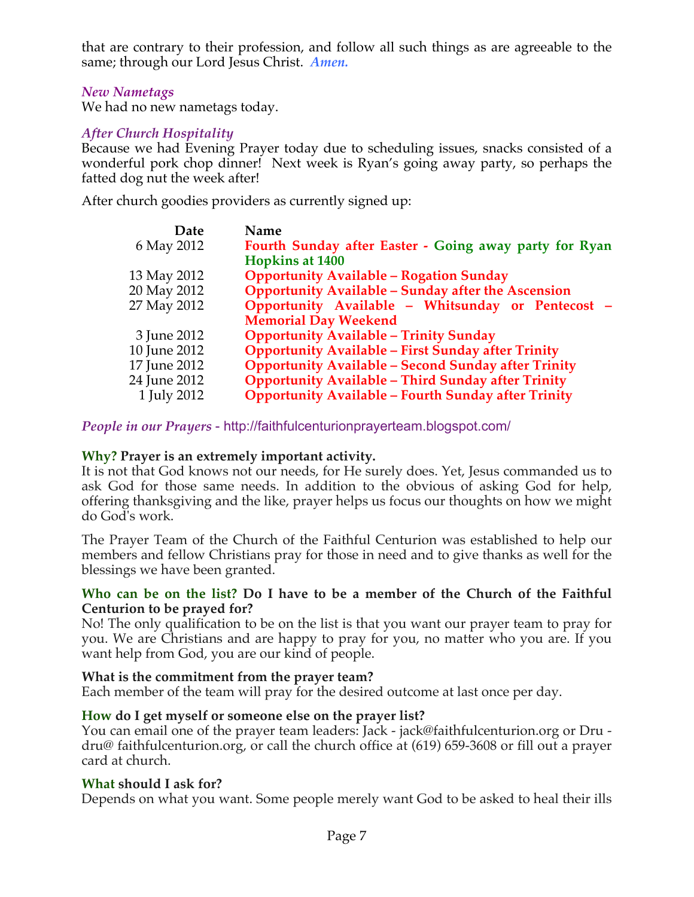that are contrary to their profession, and follow all such things as are agreeable to the same; through our Lord Jesus Christ. *Amen.*

### *New Nametags*

We had no new nametags today.

### *After Church Hospitality*

Because we had Evening Prayer today due to scheduling issues, snacks consisted of a wonderful pork chop dinner! Next week is Ryan's going away party, so perhaps the fatted dog nut the week after!

After church goodies providers as currently signed up:

| Date | Name |
|---|---|
| 6 May 2012 | **Fourth Sunday after Easter - Going away party for Ryan Hopkins at 1400** |
| 13 May 2012 | **Opportunity Available – Rogation Sunday** |
| 20 May 2012 | **Opportunity Available – Sunday after the Ascension** |
| 27 May 2012 | **Opportunity Available – Whitsunday or Pentecost – Memorial Day Weekend** |
| 3 June 2012 | **Opportunity Available – Trinity Sunday** |
| 10 June 2012 | **Opportunity Available – First Sunday after Trinity** |
| 17 June 2012 | **Opportunity Available – Second Sunday after Trinity** |
| 24 June 2012 | **Opportunity Available – Third Sunday after Trinity** |
| 1 July 2012 | **Opportunity Available – Fourth Sunday after Trinity** |

### *People in our Prayers* - http://faithfulcenturionprayerteam.blogspot.com/

**Why? Prayer is an extremely important activity.**

It is not that God knows not our needs, for He surely does. Yet, Jesus commanded us to ask God for those same needs. In addition to the obvious of asking God for help, offering thanksgiving and the like, prayer helps us focus our thoughts on how we might do God's work.

The Prayer Team of the Church of the Faithful Centurion was established to help our members and fellow Christians pray for those in need and to give thanks as well for the blessings we have been granted.

**Who can be on the list? Do I have to be a member of the Church of the Faithful Centurion to be prayed for?**

No! The only qualification to be on the list is that you want our prayer team to pray for you. We are Christians and are happy to pray for you, no matter who you are. If you want help from God, you are our kind of people.

**What is the commitment from the prayer team?**

Each member of the team will pray for the desired outcome at last once per day.

**How do I get myself or someone else on the prayer list?**

You can email one of the prayer team leaders: Jack - jack@faithfulcenturion.org or Dru - dru@ faithfulcenturion.org, or call the church office at (619) 659-3608 or fill out a prayer card at church.

**What should I ask for?**

Depends on what you want. Some people merely want God to be asked to heal their ills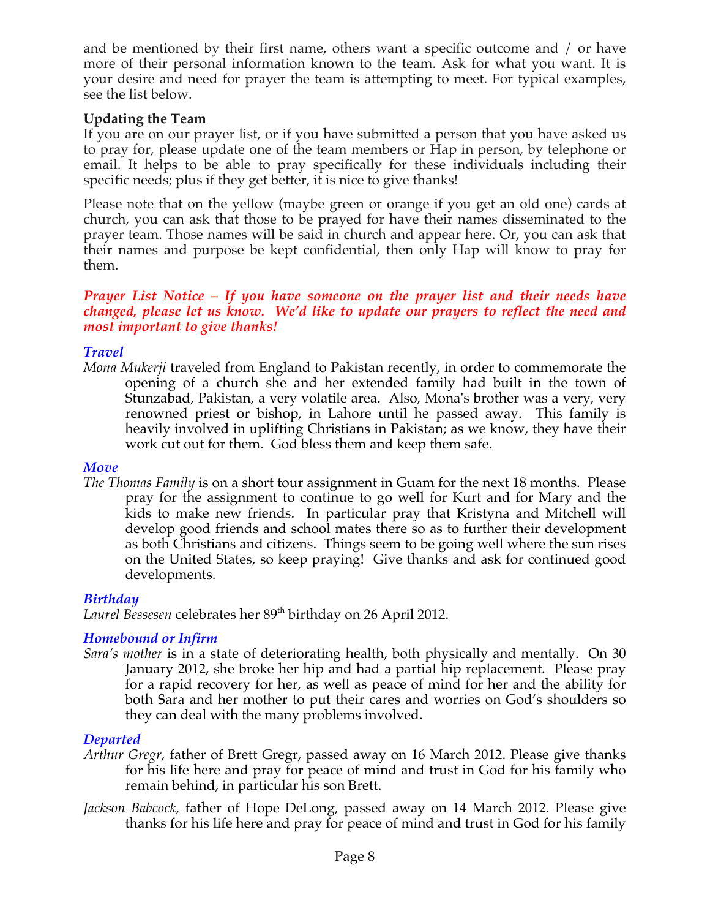and be mentioned by their first name, others want a specific outcome and / or have more of their personal information known to the team. Ask for what you want. It is your desire and need for prayer the team is attempting to meet. For typical examples, see the list below.

**Updating the Team**

If you are on our prayer list, or if you have submitted a person that you have asked us to pray for, please update one of the team members or Hap in person, by telephone or email. It helps to be able to pray specifically for these individuals including their specific needs; plus if they get better, it is nice to give thanks!

Please note that on the yellow (maybe green or orange if you get an old one) cards at church, you can ask that those to be prayed for have their names disseminated to the prayer team. Those names will be said in church and appear here. Or, you can ask that their names and purpose be kept confidential, then only Hap will know to pray for them.

***Prayer List Notice – If you have someone on the prayer list and their needs have changed, please let us know. We'd like to update our prayers to reflect the need and most important to give thanks!***

***Travel***

*Mona Mukerji* traveled from England to Pakistan recently, in order to commemorate the opening of a church she and her extended family had built in the town of Stunzabad, Pakistan, a very volatile area. Also, Mona's brother was a very, very renowned priest or bishop, in Lahore until he passed away. This family is heavily involved in uplifting Christians in Pakistan; as we know, they have their work cut out for them. God bless them and keep them safe.

***Move***

*The Thomas Family* is on a short tour assignment in Guam for the next 18 months. Please pray for the assignment to continue to go well for Kurt and for Mary and the kids to make new friends. In particular pray that Kristyna and Mitchell will develop good friends and school mates there so as to further their development as both Christians and citizens. Things seem to be going well where the sun rises on the United States, so keep praying! Give thanks and ask for continued good developments.

***Birthday***

*Laurel Bessesen* celebrates her 89th birthday on 26 April 2012.

***Homebound or Infirm***

*Sara's mother* is in a state of deteriorating health, both physically and mentally. On 30 January 2012, she broke her hip and had a partial hip replacement. Please pray for a rapid recovery for her, as well as peace of mind for her and the ability for both Sara and her mother to put their cares and worries on God's shoulders so they can deal with the many problems involved.

***Departed***

*Arthur Gregr*, father of Brett Gregr, passed away on 16 March 2012. Please give thanks for his life here and pray for peace of mind and trust in God for his family who remain behind, in particular his son Brett.

*Jackson Babcock*, father of Hope DeLong, passed away on 14 March 2012. Please give thanks for his life here and pray for peace of mind and trust in God for his family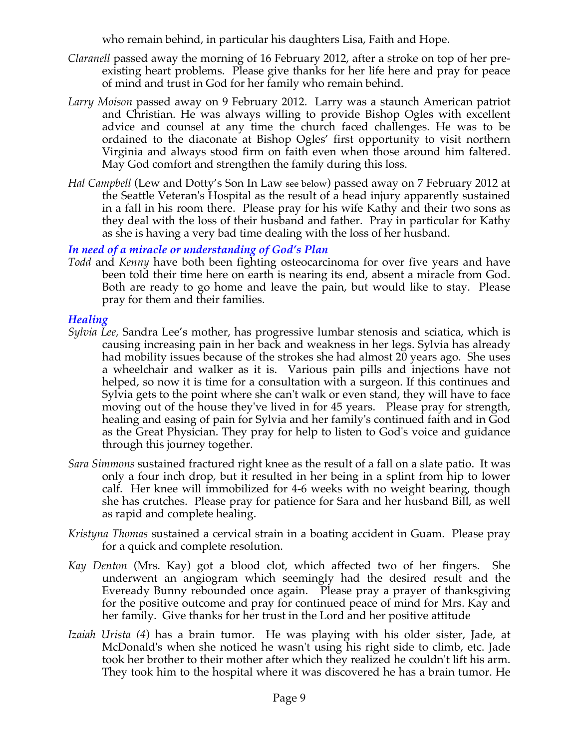who remain behind, in particular his daughters Lisa, Faith and Hope.

*Claranell* passed away the morning of 16 February 2012, after a stroke on top of her pre-existing heart problems. Please give thanks for her life here and pray for peace of mind and trust in God for her family who remain behind.

*Larry Moison* passed away on 9 February 2012. Larry was a staunch American patriot and Christian. He was always willing to provide Bishop Ogles with excellent advice and counsel at any time the church faced challenges. He was to be ordained to the diaconate at Bishop Ogles' first opportunity to visit northern Virginia and always stood firm on faith even when those around him faltered. May God comfort and strengthen the family during this loss.

*Hal Campbell* (Lew and Dotty's Son In Law see below) passed away on 7 February 2012 at the Seattle Veteran's Hospital as the result of a head injury apparently sustained in a fall in his room there. Please pray for his wife Kathy and their two sons as they deal with the loss of their husband and father. Pray in particular for Kathy as she is having a very bad time dealing with the loss of her husband.

### *In need of a miracle or understanding of God's Plan*

*Todd* and *Kenny* have both been fighting osteocarcinoma for over five years and have been told their time here on earth is nearing its end, absent a miracle from God. Both are ready to go home and leave the pain, but would like to stay. Please pray for them and their families.

### *Healing*

*Sylvia Lee,* Sandra Lee's mother, has progressive lumbar stenosis and sciatica, which is causing increasing pain in her back and weakness in her legs. Sylvia has already had mobility issues because of the strokes she had almost 20 years ago. She uses a wheelchair and walker as it is. Various pain pills and injections have not helped, so now it is time for a consultation with a surgeon. If this continues and Sylvia gets to the point where she can't walk or even stand, they will have to face moving out of the house they've lived in for 45 years. Please pray for strength, healing and easing of pain for Sylvia and her family's continued faith and in God as the Great Physician. They pray for help to listen to God's voice and guidance through this journey together.

*Sara Simmons* sustained fractured right knee as the result of a fall on a slate patio. It was only a four inch drop, but it resulted in her being in a splint from hip to lower calf. Her knee will immobilized for 4-6 weeks with no weight bearing, though she has crutches. Please pray for patience for Sara and her husband Bill, as well as rapid and complete healing.

*Kristyna Thomas* sustained a cervical strain in a boating accident in Guam. Please pray for a quick and complete resolution.

*Kay Denton* (Mrs. Kay) got a blood clot, which affected two of her fingers. She underwent an angiogram which seemingly had the desired result and the Eveready Bunny rebounded once again. Please pray a prayer of thanksgiving for the positive outcome and pray for continued peace of mind for Mrs. Kay and her family. Give thanks for her trust in the Lord and her positive attitude

*Izaiah Urista (4*) has a brain tumor. He was playing with his older sister, Jade, at McDonald's when she noticed he wasn't using his right side to climb, etc. Jade took her brother to their mother after which they realized he couldn't lift his arm. They took him to the hospital where it was discovered he has a brain tumor. He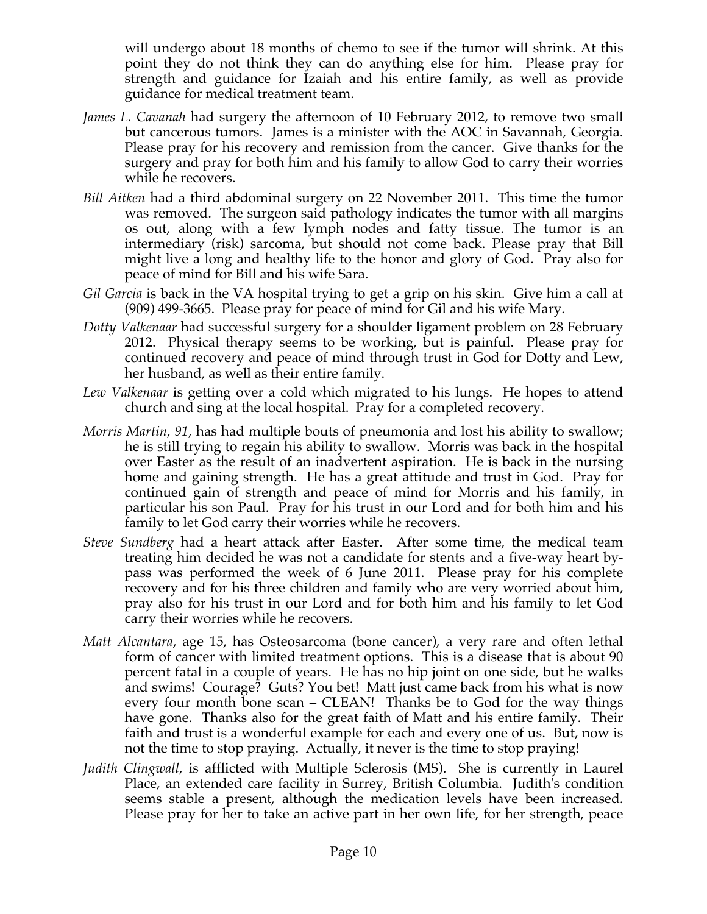will undergo about 18 months of chemo to see if the tumor will shrink. At this point they do not think they can do anything else for him. Please pray for strength and guidance for Izaiah and his entire family, as well as provide guidance for medical treatment team.

*James L. Cavanah* had surgery the afternoon of 10 February 2012, to remove two small but cancerous tumors. James is a minister with the AOC in Savannah, Georgia. Please pray for his recovery and remission from the cancer. Give thanks for the surgery and pray for both him and his family to allow God to carry their worries while he recovers.

*Bill Aitken* had a third abdominal surgery on 22 November 2011. This time the tumor was removed. The surgeon said pathology indicates the tumor with all margins os out, along with a few lymph nodes and fatty tissue. The tumor is an intermediary (risk) sarcoma, but should not come back. Please pray that Bill might live a long and healthy life to the honor and glory of God. Pray also for peace of mind for Bill and his wife Sara.

*Gil Garcia* is back in the VA hospital trying to get a grip on his skin. Give him a call at (909) 499-3665. Please pray for peace of mind for Gil and his wife Mary.

*Dotty Valkenaar* had successful surgery for a shoulder ligament problem on 28 February 2012. Physical therapy seems to be working, but is painful. Please pray for continued recovery and peace of mind through trust in God for Dotty and Lew, her husband, as well as their entire family.

*Lew Valkenaar* is getting over a cold which migrated to his lungs. He hopes to attend church and sing at the local hospital. Pray for a completed recovery.

*Morris Martin, 91*, has had multiple bouts of pneumonia and lost his ability to swallow; he is still trying to regain his ability to swallow. Morris was back in the hospital over Easter as the result of an inadvertent aspiration. He is back in the nursing home and gaining strength. He has a great attitude and trust in God. Pray for continued gain of strength and peace of mind for Morris and his family, in particular his son Paul. Pray for his trust in our Lord and for both him and his family to let God carry their worries while he recovers.

*Steve Sundberg* had a heart attack after Easter. After some time, the medical team treating him decided he was not a candidate for stents and a five-way heart by-pass was performed the week of 6 June 2011. Please pray for his complete recovery and for his three children and family who are very worried about him, pray also for his trust in our Lord and for both him and his family to let God carry their worries while he recovers.

*Matt Alcantara*, age 15, has Osteosarcoma (bone cancer), a very rare and often lethal form of cancer with limited treatment options. This is a disease that is about 90 percent fatal in a couple of years. He has no hip joint on one side, but he walks and swims! Courage? Guts? You bet! Matt just came back from his what is now every four month bone scan – CLEAN! Thanks be to God for the way things have gone. Thanks also for the great faith of Matt and his entire family. Their faith and trust is a wonderful example for each and every one of us. But, now is not the time to stop praying. Actually, it never is the time to stop praying!

*Judith Clingwall*, is afflicted with Multiple Sclerosis (MS). She is currently in Laurel Place, an extended care facility in Surrey, British Columbia. Judith's condition seems stable a present, although the medication levels have been increased. Please pray for her to take an active part in her own life, for her strength, peace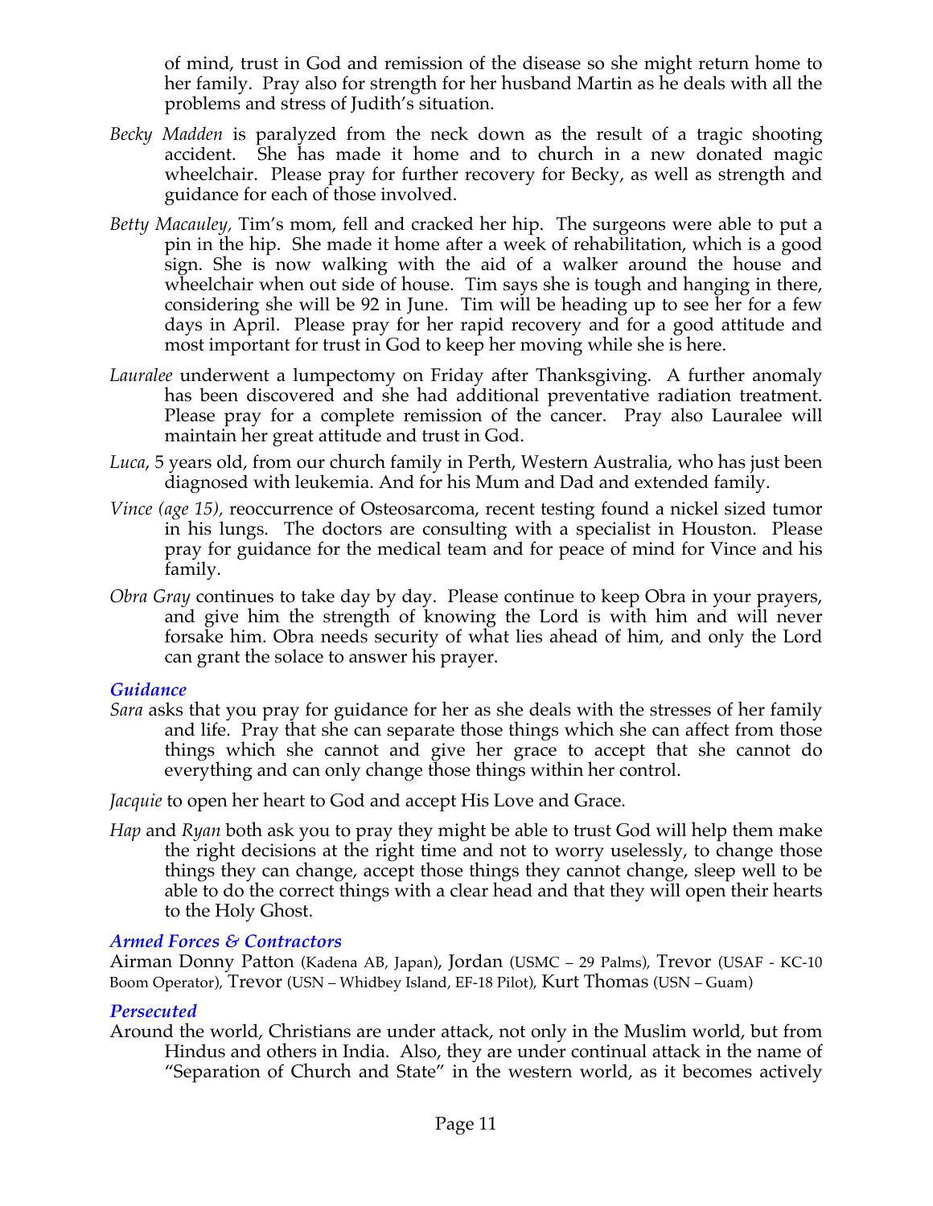of mind, trust in God and remission of the disease so she might return home to her family. Pray also for strength for her husband Martin as he deals with all the problems and stress of Judith's situation.

*Becky Madden* is paralyzed from the neck down as the result of a tragic shooting accident. She has made it home and to church in a new donated magic wheelchair. Please pray for further recovery for Becky, as well as strength and guidance for each of those involved.

*Betty Macauley,* Tim's mom, fell and cracked her hip. The surgeons were able to put a pin in the hip. She made it home after a week of rehabilitation, which is a good sign. She is now walking with the aid of a walker around the house and wheelchair when out side of house. Tim says she is tough and hanging in there, considering she will be 92 in June. Tim will be heading up to see her for a few days in April. Please pray for her rapid recovery and for a good attitude and most important for trust in God to keep her moving while she is here.

*Lauralee* underwent a lumpectomy on Friday after Thanksgiving. A further anomaly has been discovered and she had additional preventative radiation treatment. Please pray for a complete remission of the cancer. Pray also Lauralee will maintain her great attitude and trust in God.

*Luca*, 5 years old, from our church family in Perth, Western Australia, who has just been diagnosed with leukemia. And for his Mum and Dad and extended family.

*Vince (age 15),* reoccurrence of Osteosarcoma, recent testing found a nickel sized tumor in his lungs. The doctors are consulting with a specialist in Houston. Please pray for guidance for the medical team and for peace of mind for Vince and his family.

*Obra Gray* continues to take day by day. Please continue to keep Obra in your prayers, and give him the strength of knowing the Lord is with him and will never forsake him. Obra needs security of what lies ahead of him, and only the Lord can grant the solace to answer his prayer.

### *Guidance*

*Sara* asks that you pray for guidance for her as she deals with the stresses of her family and life. Pray that she can separate those things which she can affect from those things which she cannot and give her grace to accept that she cannot do everything and can only change those things within her control.

*Jacquie* to open her heart to God and accept His Love and Grace.

*Hap* and *Ryan* both ask you to pray they might be able to trust God will help them make the right decisions at the right time and not to worry uselessly, to change those things they can change, accept those things they cannot change, sleep well to be able to do the correct things with a clear head and that they will open their hearts to the Holy Ghost.

### *Armed Forces & Contractors*

Airman Donny Patton (Kadena AB, Japan), Jordan (USMC – 29 Palms), Trevor (USAF - KC-10 Boom Operator), Trevor (USN – Whidbey Island, EF-18 Pilot), Kurt Thomas (USN – Guam)

### *Persecuted*

Around the world, Christians are under attack, not only in the Muslim world, but from Hindus and others in India. Also, they are under continual attack in the name of "Separation of Church and State" in the western world, as it becomes actively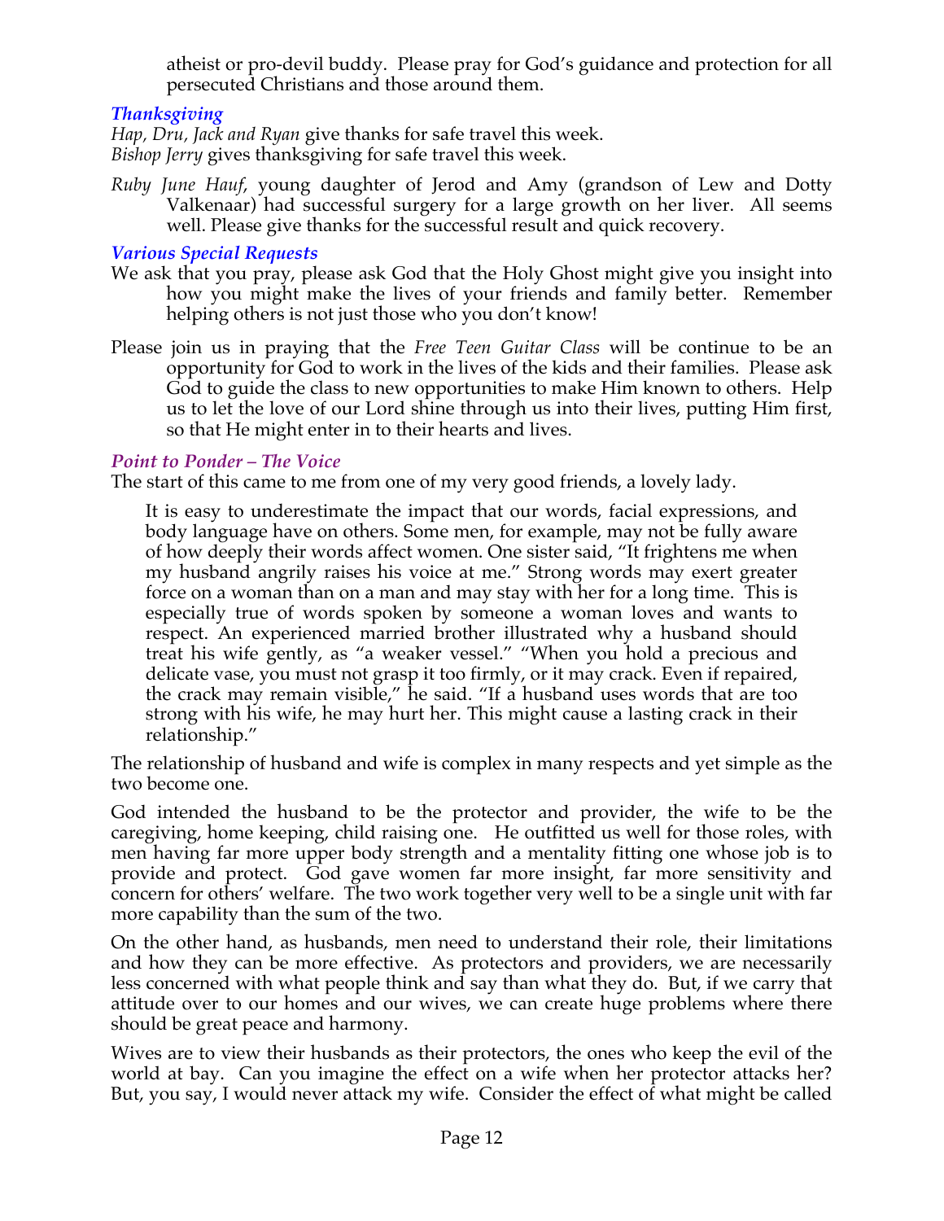atheist or pro-devil buddy. Please pray for God's guidance and protection for all persecuted Christians and those around them.

### *Thanksgiving*

*Hap, Dru, Jack and Ryan* give thanks for safe travel this week.
*Bishop Jerry* gives thanksgiving for safe travel this week.

*Ruby June Hauf*, young daughter of Jerod and Amy (grandson of Lew and Dotty Valkenaar) had successful surgery for a large growth on her liver. All seems well. Please give thanks for the successful result and quick recovery.

### *Various Special Requests*

We ask that you pray, please ask God that the Holy Ghost might give you insight into how you might make the lives of your friends and family better. Remember helping others is not just those who you don't know!

Please join us in praying that the *Free Teen Guitar Class* will be continue to be an opportunity for God to work in the lives of the kids and their families. Please ask God to guide the class to new opportunities to make Him known to others. Help us to let the love of our Lord shine through us into their lives, putting Him first, so that He might enter in to their hearts and lives.

### *Point to Ponder – The Voice*

The start of this came to me from one of my very good friends, a lovely lady.

> It is easy to underestimate the impact that our words, facial expressions, and body language have on others. Some men, for example, may not be fully aware of how deeply their words affect women. One sister said, "It frightens me when my husband angrily raises his voice at me." Strong words may exert greater force on a woman than on a man and may stay with her for a long time. This is especially true of words spoken by someone a woman loves and wants to respect. An experienced married brother illustrated why a husband should treat his wife gently, as "a weaker vessel." "When you hold a precious and delicate vase, you must not grasp it too firmly, or it may crack. Even if repaired, the crack may remain visible," he said. "If a husband uses words that are too strong with his wife, he may hurt her. This might cause a lasting crack in their relationship."

The relationship of husband and wife is complex in many respects and yet simple as the two become one.

God intended the husband to be the protector and provider, the wife to be the caregiving, home keeping, child raising one. He outfitted us well for those roles, with men having far more upper body strength and a mentality fitting one whose job is to provide and protect. God gave women far more insight, far more sensitivity and concern for others' welfare. The two work together very well to be a single unit with far more capability than the sum of the two.

On the other hand, as husbands, men need to understand their role, their limitations and how they can be more effective. As protectors and providers, we are necessarily less concerned with what people think and say than what they do. But, if we carry that attitude over to our homes and our wives, we can create huge problems where there should be great peace and harmony.

Wives are to view their husbands as their protectors, the ones who keep the evil of the world at bay. Can you imagine the effect on a wife when her protector attacks her? But, you say, I would never attack my wife. Consider the effect of what might be called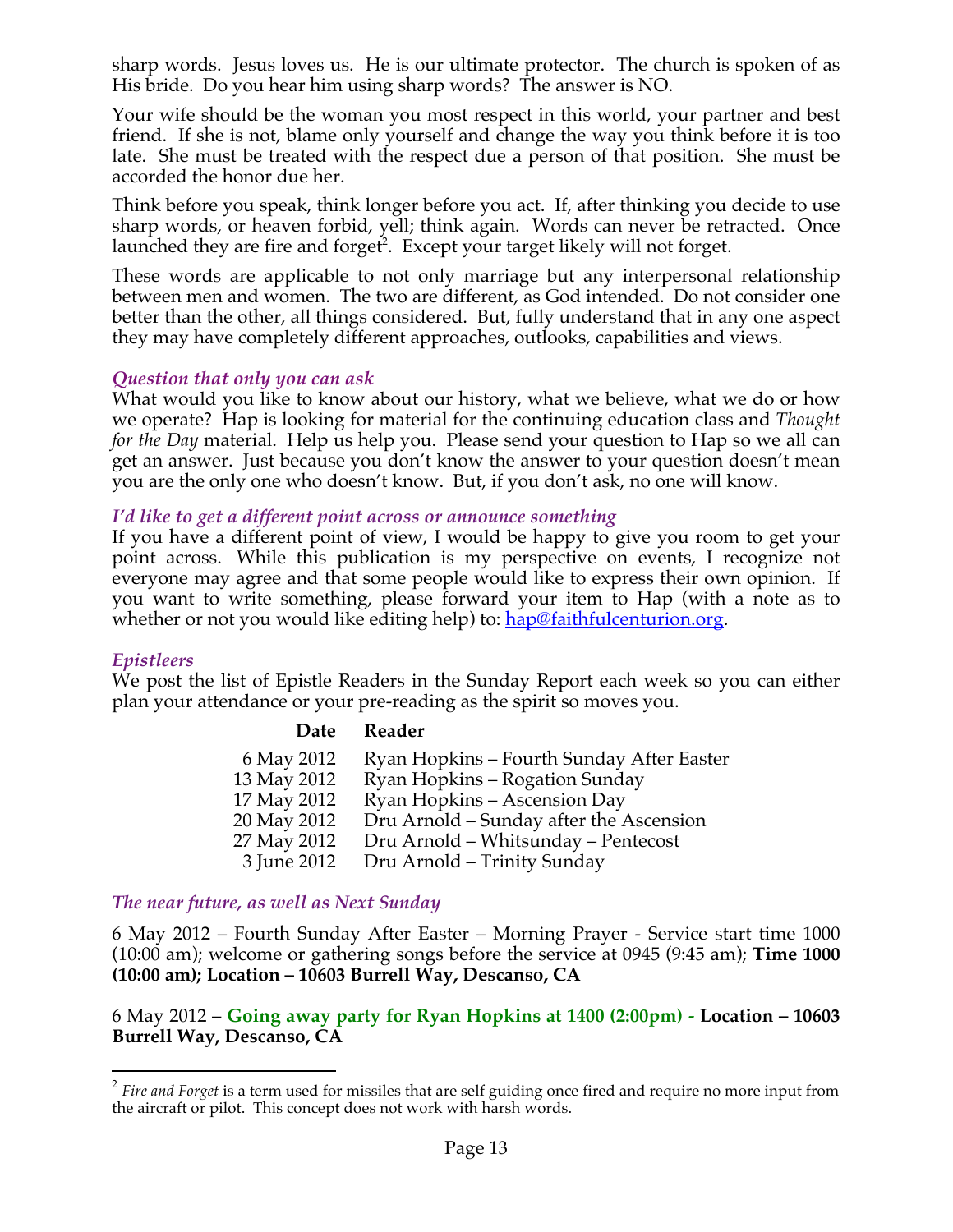sharp words. Jesus loves us. He is our ultimate protector. The church is spoken of as His bride. Do you hear him using sharp words? The answer is NO.

Your wife should be the woman you most respect in this world, your partner and best friend. If she is not, blame only yourself and change the way you think before it is too late. She must be treated with the respect due a person of that position. She must be accorded the honor due her.

Think before you speak, think longer before you act. If, after thinking you decide to use sharp words, or heaven forbid, yell; think again. Words can never be retracted. Once launched they are fire and forget[2]. Except your target likely will not forget.

These words are applicable to not only marriage but any interpersonal relationship between men and women. The two are different, as God intended. Do not consider one better than the other, all things considered. But, fully understand that in any one aspect they may have completely different approaches, outlooks, capabilities and views.

### *Question that only you can ask*

What would you like to know about our history, what we believe, what we do or how we operate? Hap is looking for material for the continuing education class and *Thought for the Day* material. Help us help you. Please send your question to Hap so we all can get an answer. Just because you don't know the answer to your question doesn't mean you are the only one who doesn't know. But, if you don't ask, no one will know.

### *I'd like to get a different point across or announce something*

If you have a different point of view, I would be happy to give you room to get your point across. While this publication is my perspective on events, I recognize not everyone may agree and that some people would like to express their own opinion. If you want to write something, please forward your item to Hap (with a note as to whether or not you would like editing help) to: hap@faithfulcenturion.org.

### *Epistleers*

We post the list of Epistle Readers in the Sunday Report each week so you can either plan your attendance or your pre-reading as the spirit so moves you.

| Date | Reader |
|---|---|
| 6 May 2012 | Ryan Hopkins – Fourth Sunday After Easter |
| 13 May 2012 | Ryan Hopkins – Rogation Sunday |
| 17 May 2012 | Ryan Hopkins – Ascension Day |
| 20 May 2012 | Dru Arnold – Sunday after the Ascension |
| 27 May 2012 | Dru Arnold – Whitsunday – Pentecost |
| 3 June 2012 | Dru Arnold – Trinity Sunday |

### *The near future, as well as Next Sunday*

6 May 2012 – Fourth Sunday After Easter – Morning Prayer - Service start time 1000 (10:00 am); welcome or gathering songs before the service at 0945 (9:45 am); **Time 1000 (10:00 am); Location – 10603 Burrell Way, Descanso, CA**

6 May 2012 – **Going away party for Ryan Hopkins at 1400 (2:00pm) - Location – 10603 Burrell Way, Descanso, CA**

---

[2] *Fire and Forget* is a term used for missiles that are self guiding once fired and require no more input from the aircraft or pilot. This concept does not work with harsh words.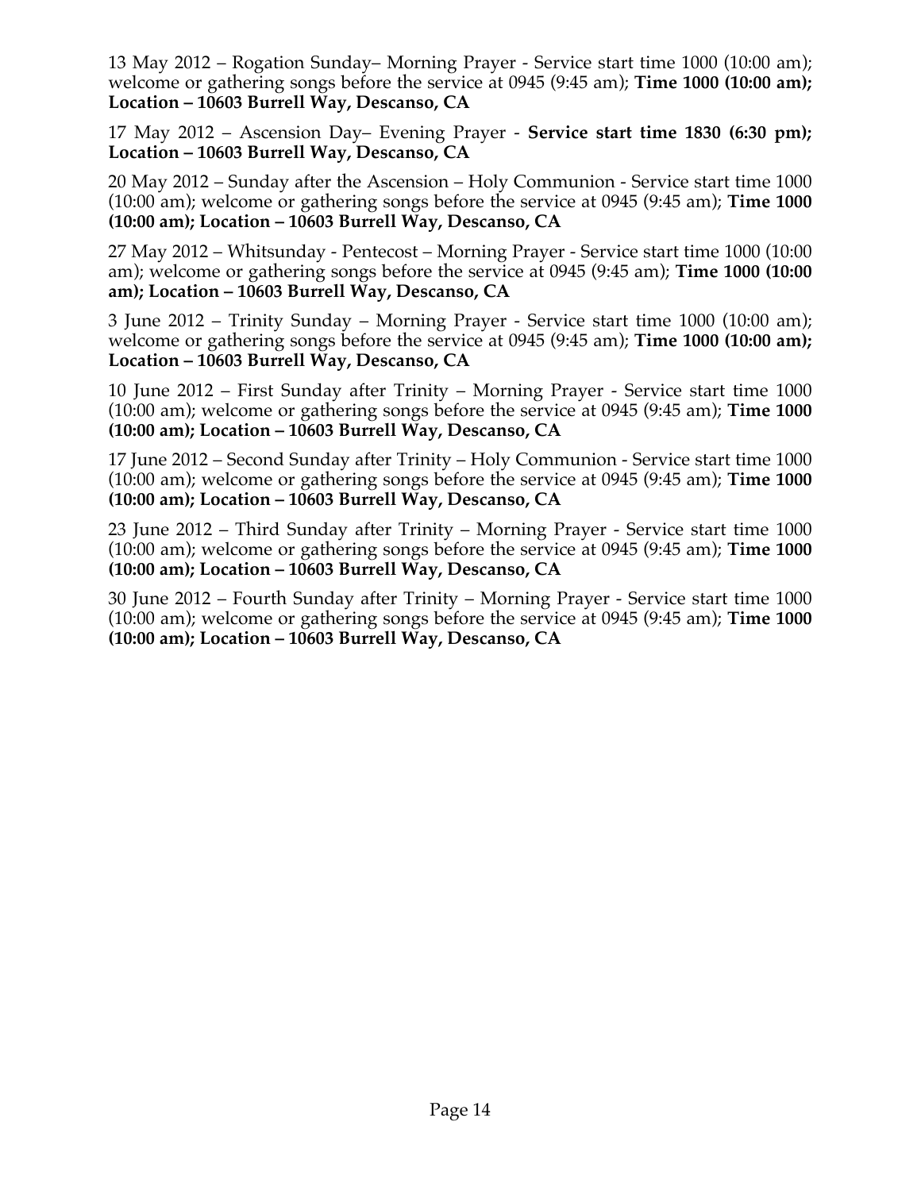13 May 2012 – Rogation Sunday– Morning Prayer - Service start time 1000 (10:00 am); welcome or gathering songs before the service at 0945 (9:45 am); **Time 1000 (10:00 am); Location – 10603 Burrell Way, Descanso, CA**

17 May 2012 – Ascension Day– Evening Prayer - **Service start time 1830 (6:30 pm); Location – 10603 Burrell Way, Descanso, CA**

20 May 2012 – Sunday after the Ascension – Holy Communion - Service start time 1000 (10:00 am); welcome or gathering songs before the service at 0945 (9:45 am); **Time 1000 (10:00 am); Location – 10603 Burrell Way, Descanso, CA**

27 May 2012 – Whitsunday - Pentecost – Morning Prayer - Service start time 1000 (10:00 am); welcome or gathering songs before the service at 0945 (9:45 am); **Time 1000 (10:00 am); Location – 10603 Burrell Way, Descanso, CA**

3 June 2012 – Trinity Sunday – Morning Prayer - Service start time 1000 (10:00 am); welcome or gathering songs before the service at 0945 (9:45 am); **Time 1000 (10:00 am); Location – 10603 Burrell Way, Descanso, CA**

10 June 2012 – First Sunday after Trinity – Morning Prayer - Service start time 1000 (10:00 am); welcome or gathering songs before the service at 0945 (9:45 am); **Time 1000 (10:00 am); Location – 10603 Burrell Way, Descanso, CA**

17 June 2012 – Second Sunday after Trinity – Holy Communion - Service start time 1000 (10:00 am); welcome or gathering songs before the service at 0945 (9:45 am); **Time 1000 (10:00 am); Location – 10603 Burrell Way, Descanso, CA**

23 June 2012 – Third Sunday after Trinity – Morning Prayer - Service start time 1000 (10:00 am); welcome or gathering songs before the service at 0945 (9:45 am); **Time 1000 (10:00 am); Location – 10603 Burrell Way, Descanso, CA**

30 June 2012 – Fourth Sunday after Trinity – Morning Prayer - Service start time 1000 (10:00 am); welcome or gathering songs before the service at 0945 (9:45 am); **Time 1000 (10:00 am); Location – 10603 Burrell Way, Descanso, CA**